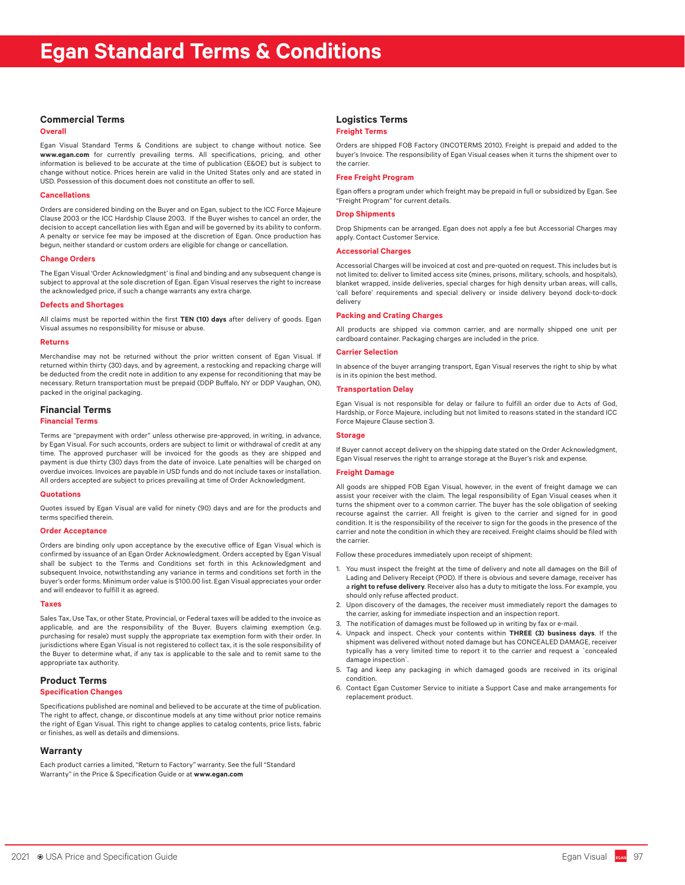# Egan Standard Terms & Conditions

## Commercial Terms

### Overall

Egan Visual Standard Terms & Conditions are subject to change without notice. See **www.egan.com** for currently prevailing terms. All specifications, pricing, and other information is believed to be accurate at the time of publication (E&OE) but is subject to change without notice. Prices herein are valid in the United States only and are stated in USD. Possession of this document does not constitute an offer to sell.

### Cancellations

Orders are considered binding on the Buyer and on Egan, subject to the ICC Force Majeure Clause 2003 or the ICC Hardship Clause 2003. If the Buyer wishes to cancel an order, the decision to accept cancellation lies with Egan and will be governed by its ability to conform. A penalty or service fee may be imposed at the discretion of Egan. Once production has begun, neither standard or custom orders are eligible for change or cancellation.

### Change Orders

The Egan Visual 'Order Acknowledgment' is final and binding and any subsequent change is subject to approval at the sole discretion of Egan. Egan Visual reserves the right to increase the acknowledged price, if such a change warrants any extra charge.

### Defects and Shortages

All claims must be reported within the first **TEN (10) days** after delivery of goods. Egan Visual assumes no responsibility for misuse or abuse.

### Returns

Merchandise may not be returned without the prior written consent of Egan Visual. If returned within thirty (30) days, and by agreement, a restocking and repacking charge will be deducted from the credit note in addition to any expense for reconditioning that may be necessary. Return transportation must be prepaid (DDP Buffalo, NY or DDP Vaughan, ON), packed in the original packaging.

## Financial Terms

### Financial Terms

Terms are "prepayment with order" unless otherwise pre-approved, in writing, in advance, by Egan Visual. For such accounts, orders are subject to limit or withdrawal of credit at any time. The approved purchaser will be invoiced for the goods as they are shipped and payment is due thirty (30) days from the date of invoice. Late penalties will be charged on overdue invoices. Invoices are payable in USD funds and do not include taxes or installation. All orders accepted are subject to prices prevailing at time of Order Acknowledgment.

### Quotations

Quotes issued by Egan Visual are valid for ninety (90) days and are for the products and terms specified therein.

### Order Acceptance

Orders are binding only upon acceptance by the executive office of Egan Visual which is confirmed by issuance of an Egan Order Acknowledgment. Orders accepted by Egan Visual shall be subject to the Terms and Conditions set forth in this Acknowledgment and subsequent Invoice, notwithstanding any variance in terms and conditions set forth in the buyer's order forms. Minimum order value is $100.00 list. Egan Visual appreciates your order and will endeavor to fulfill it as agreed.

### Taxes

Sales Tax, Use Tax, or other State, Provincial, or Federal taxes will be added to the invoice as applicable, and are the responsibility of the Buyer. Buyers claiming exemption (e.g. purchasing for resale) must supply the appropriate tax exemption form with their order. In jurisdictions where Egan Visual is not registered to collect tax, it is the sole responsibility of the Buyer to determine what, if any tax is applicable to the sale and to remit same to the appropriate tax authority.

## Product Terms

### Specification Changes

Specifications published are nominal and believed to be accurate at the time of publication. The right to affect, change, or discontinue models at any time without prior notice remains the right of Egan Visual. This right to change applies to catalog contents, price lists, fabric or finishes, as well as details and dimensions.

## Warranty

Each product carries a limited, "Return to Factory" warranty. See the full "Standard Warranty" in the Price & Specification Guide or at **www.egan.com**

## Logistics Terms

### Freight Terms

Orders are shipped FOB Factory (INCOTERMS 2010). Freight is prepaid and added to the buyer's Invoice. The responsibility of Egan Visual ceases when it turns the shipment over to the carrier.

### Free Freight Program

Egan offers a program under which freight may be prepaid in full or subsidized by Egan. See "Freight Program" for current details.

### Drop Shipments

Drop Shipments can be arranged. Egan does not apply a fee but Accessorial Charges may apply. Contact Customer Service.

### Accessorial Charges

Accessorial Charges will be invoiced at cost and pre-quoted on request. This includes but is not limited to: deliver to limited access site (mines, prisons, military, schools, and hospitals), blanket wrapped, inside deliveries, special charges for high density urban areas, will calls, 'call before' requirements and special delivery or inside delivery beyond dock-to-dock delivery

### Packing and Crating Charges

All products are shipped via common carrier, and are normally shipped one unit per cardboard container. Packaging charges are included in the price.

### Carrier Selection

In absence of the buyer arranging transport, Egan Visual reserves the right to ship by what is in its opinion the best method.

### Transportation Delay

Egan Visual is not responsible for delay or failure to fulfill an order due to Acts of God, Hardship, or Force Majeure, including but not limited to reasons stated in the standard ICC Force Majeure Clause section 3.

### Storage

If Buyer cannot accept delivery on the shipping date stated on the Order Acknowledgment, Egan Visual reserves the right to arrange storage at the Buyer's risk and expense.

### Freight Damage

All goods are shipped FOB Egan Visual, however, in the event of freight damage we can assist your receiver with the claim. The legal responsibility of Egan Visual ceases when it turns the shipment over to a common carrier. The buyer has the sole obligation of seeking recourse against the carrier. All freight is given to the carrier and signed for in good condition. It is the responsibility of the receiver to sign for the goods in the presence of the carrier and note the condition in which they are received. Freight claims should be filed with the carrier.

Follow these procedures immediately upon receipt of shipment:

1. You must inspect the freight at the time of delivery and note all damages on the Bill of Lading and Delivery Receipt (POD). If there is obvious and severe damage, receiver has a **right to refuse delivery**. Receiver also has a duty to mitigate the loss. For example, you should only refuse affected product.
2. Upon discovery of the damages, the receiver must immediately report the damages to the carrier, asking for immediate inspection and an inspection report.
3. The notification of damages must be followed up in writing by fax or e-mail.
4. Unpack and inspect. Check your contents within **THREE (3) business days**. If the shipment was delivered without noted damage but has CONCEALED DAMAGE, receiver typically has a very limited time to report it to the carrier and request a `concealed damage inspection`.
5. Tag and keep any packaging in which damaged goods are received in its original condition.
6. Contact Egan Customer Service to initiate a Support Case and make arrangements for replacement product.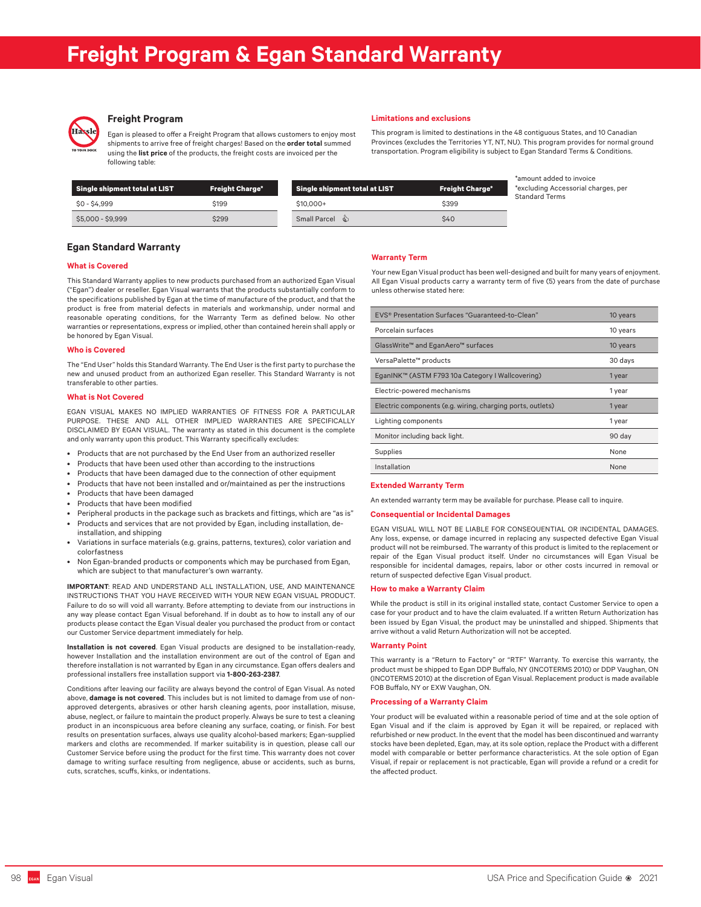# Freight Program & Egan Standard Warranty

## Freight Program

Egan is pleased to offer a Freight Program that allows customers to enjoy most shipments to arrive free of freight charges! Based on the **order total** summed using the **list price** of the products, the freight costs are invoiced per the following table:

| Single shipment total at LIST | Freight Charge* |
| --- | --- |
| $0 - $4,999 | $199 |
| $5,000 - $9,999 | $299 |
| $10,000+ | $399 |
| Small Parcel | $40 |

*amount added to invoice
*excluding Accessorial charges, per Standard Terms

### Limitations and exclusions

This program is limited to destinations in the 48 contiguous States, and 10 Canadian Provinces (excludes the Territories YT, NT, NU). This program provides for normal ground transportation. Program eligibility is subject to Egan Standard Terms & Conditions.

## Egan Standard Warranty

### What is Covered

This Standard Warranty applies to new products purchased from an authorized Egan Visual ("Egan") dealer or reseller. Egan Visual warrants that the products substantially conform to the specifications published by Egan at the time of manufacture of the product, and that the product is free from material defects in materials and workmanship, under normal and reasonable operating conditions, for the Warranty Term as defined below. No other warranties or representations, express or implied, other than contained herein shall apply or be honored by Egan Visual.

### Who is Covered

The "End User" holds this Standard Warranty. The End User is the first party to purchase the new and unused product from an authorized Egan reseller. This Standard Warranty is not transferable to other parties.

### What is Not Covered

EGAN VISUAL MAKES NO IMPLIED WARRANTIES OF FITNESS FOR A PARTICULAR PURPOSE. THESE AND ALL OTHER IMPLIED WARRANTIES ARE SPECIFICALLY DISCLAIMED BY EGAN VISUAL. The warranty as stated in this document is the complete and only warranty upon this product. This Warranty specifically excludes:

- Products that are not purchased by the End User from an authorized reseller
- Products that have been used other than according to the instructions
- Products that have been damaged due to the connection of other equipment
- Products that have not been installed and or/maintained as per the instructions
- Products that have been damaged
- Products that have been modified
- Peripheral products in the package such as brackets and fittings, which are "as is"
- Products and services that are not provided by Egan, including installation, de-installation, and shipping
- Variations in surface materials (e.g. grains, patterns, textures), color variation and colorfastness
- Non Egan-branded products or components which may be purchased from Egan, which are subject to that manufacturer's own warranty.

**IMPORTANT**: READ AND UNDERSTAND ALL INSTALLATION, USE, AND MAINTENANCE INSTRUCTIONS THAT YOU HAVE RECEIVED WITH YOUR NEW EGAN VISUAL PRODUCT. Failure to do so will void all warranty. Before attempting to deviate from our instructions in any way please contact Egan Visual beforehand. If in doubt as to how to install any of our products please contact the Egan Visual dealer you purchased the product from or contact our Customer Service department immediately for help.

**Installation is not covered**. Egan Visual products are designed to be installation-ready, however Installation and the installation environment are out of the control of Egan and therefore installation is not warranted by Egan in any circumstance. Egan offers dealers and professional installers free installation support via **1-800-263-2387**.

Conditions after leaving our facility are always beyond the control of Egan Visual. As noted above, **damage is not covered**. This includes but is not limited to damage from use of non-approved detergents, abrasives or other harsh cleaning agents, poor installation, misuse, abuse, neglect, or failure to maintain the product properly. Always be sure to test a cleaning product in an inconspicuous area before cleaning any surface, coating, or finish. For best results on presentation surfaces, always use quality alcohol-based markers; Egan-supplied markers and cloths are recommended. If marker suitability is in question, please call our Customer Service before using the product for the first time. This warranty does not cover damage to writing surface resulting from negligence, abuse or accidents, such as burns, cuts, scratches, scuffs, kinks, or indentations.

### Warranty Term

Your new Egan Visual product has been well-designed and built for many years of enjoyment. All Egan Visual products carry a warranty term of five (5) years from the date of purchase unless otherwise stated here:

| | |
| --- | --- |
| EVS® Presentation Surfaces "Guaranteed-to-Clean" | 10 years |
| Porcelain surfaces | 10 years |
| GlassWrite™ and EganAero™ surfaces | 10 years |
| VersaPalette™ products | 30 days |
| EganINK™ (ASTM F793 10a Category I Wallcovering) | 1 year |
| Electric-powered mechanisms | 1 year |
| Electric components (e.g. wiring, charging ports, outlets) | 1 year |
| Lighting components | 1 year |
| Monitor including back light. | 90 day |
| Supplies | None |
| Installation | None |

### Extended Warranty Term

An extended warranty term may be available for purchase. Please call to inquire.

### Consequential or Incidental Damages

EGAN VISUAL WILL NOT BE LIABLE FOR CONSEQUENTIAL OR INCIDENTAL DAMAGES. Any loss, expense, or damage incurred in replacing any suspected defective Egan Visual product will not be reimbursed. The warranty of this product is limited to the replacement or repair of the Egan Visual product itself. Under no circumstances will Egan Visual be responsible for incidental damages, repairs, labor or other costs incurred in removal or return of suspected defective Egan Visual product.

### How to make a Warranty Claim

While the product is still in its original installed state, contact Customer Service to open a case for your product and to have the claim evaluated. If a written Return Authorization has been issued by Egan Visual, the product may be uninstalled and shipped. Shipments that arrive without a valid Return Authorization will not be accepted.

### Warranty Point

This warranty is a "Return to Factory" or "RTF" Warranty. To exercise this warranty, the product must be shipped to Egan DDP Buffalo, NY (INCOTERMS 2010) or DDP Vaughan, ON (INCOTERMS 2010) at the discretion of Egan Visual. Replacement product is made available FOB Buffalo, NY or EXW Vaughan, ON.

### Processing of a Warranty Claim

Your product will be evaluated within a reasonable period of time and at the sole option of Egan Visual and if the claim is approved by Egan it will be repaired, or replaced with refurbished or new product. In the event that the model has been discontinued and warranty stocks have been depleted, Egan, may, at its sole option, replace the Product with a different model with comparable or better performance characteristics. At the sole option of Egan Visual, if repair or replacement is not practicable, Egan will provide a refund or a credit for the affected product.